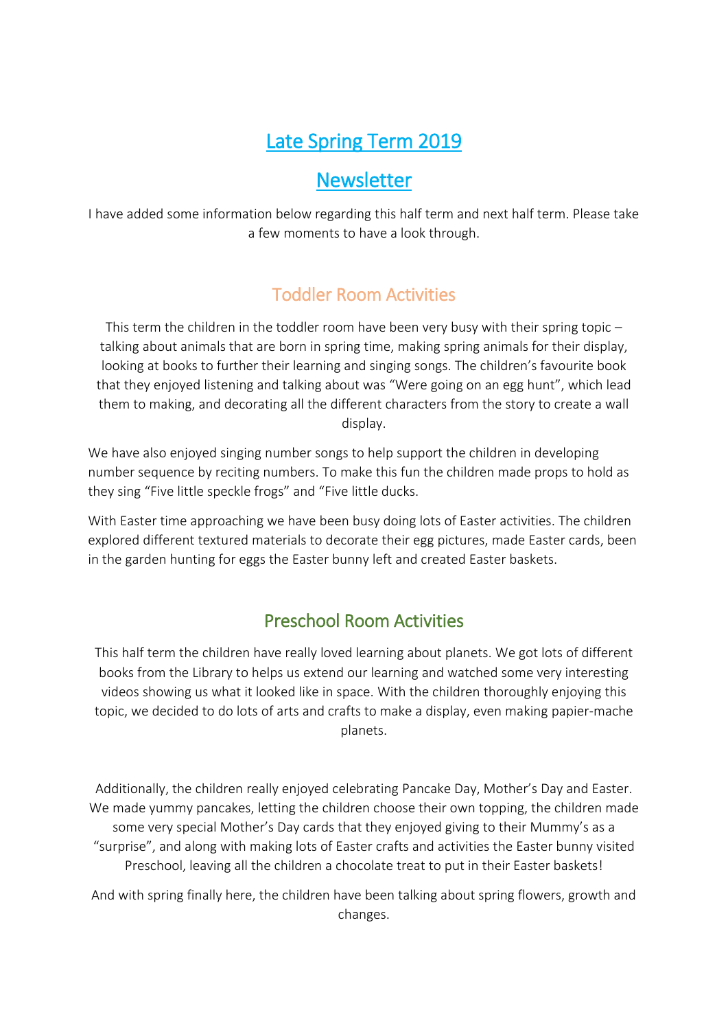# Late Spring Term 2019

# Newsletter

I have added some information below regarding this half term and next half term. Please take a few moments to have a look through.

## Toddler Room Activities

This term the children in the toddler room have been very busy with their spring topic – talking about animals that are born in spring time, making spring animals for their display, looking at books to further their learning and singing songs. The children's favourite book that they enjoyed listening and talking about was "Were going on an egg hunt", which lead them to making, and decorating all the different characters from the story to create a wall display.

We have also enjoyed singing number songs to help support the children in developing number sequence by reciting numbers. To make this fun the children made props to hold as they sing "Five little speckle frogs" and "Five little ducks.

With Easter time approaching we have been busy doing lots of Easter activities. The children explored different textured materials to decorate their egg pictures, made Easter cards, been in the garden hunting for eggs the Easter bunny left and created Easter baskets.

## Preschool Room Activities

This half term the children have really loved learning about planets. We got lots of different books from the Library to helps us extend our learning and watched some very interesting videos showing us what it looked like in space. With the children thoroughly enjoying this topic, we decided to do lots of arts and crafts to make a display, even making papier-mache planets.

Additionally, the children really enjoyed celebrating Pancake Day, Mother's Day and Easter. We made yummy pancakes, letting the children choose their own topping, the children made some very special Mother's Day cards that they enjoyed giving to their Mummy's as a "surprise", and along with making lots of Easter crafts and activities the Easter bunny visited Preschool, leaving all the children a chocolate treat to put in their Easter baskets!

And with spring finally here, the children have been talking about spring flowers, growth and changes.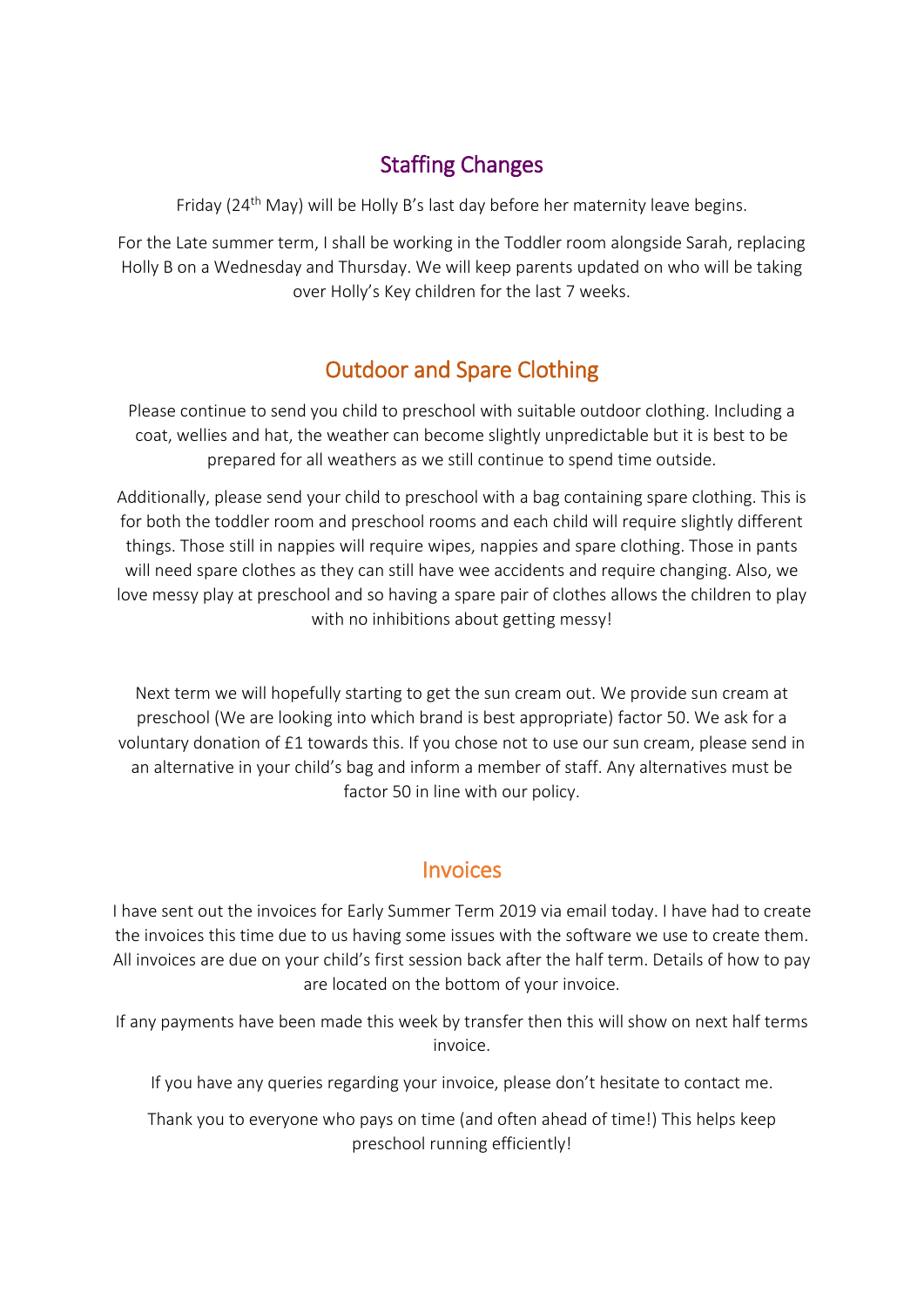## Staffing Changes

Friday (24th May) will be Holly B's last day before her maternity leave begins.

For the Late summer term, I shall be working in the Toddler room alongside Sarah, replacing Holly B on a Wednesday and Thursday. We will keep parents updated on who will be taking over Holly's Key children for the last 7 weeks.

## Outdoor and Spare Clothing

Please continue to send you child to preschool with suitable outdoor clothing. Including a coat, wellies and hat, the weather can become slightly unpredictable but it is best to be prepared for all weathers as we still continue to spend time outside.

Additionally, please send your child to preschool with a bag containing spare clothing. This is for both the toddler room and preschool rooms and each child will require slightly different things. Those still in nappies will require wipes, nappies and spare clothing. Those in pants will need spare clothes as they can still have wee accidents and require changing. Also, we love messy play at preschool and so having a spare pair of clothes allows the children to play with no inhibitions about getting messy!

Next term we will hopefully starting to get the sun cream out. We provide sun cream at preschool (We are looking into which brand is best appropriate) factor 50. We ask for a voluntary donation of £1 towards this. If you chose not to use our sun cream, please send in an alternative in your child's bag and inform a member of staff. Any alternatives must be factor 50 in line with our policy.

## Invoices

I have sent out the invoices for Early Summer Term 2019 via email today. I have had to create the invoices this time due to us having some issues with the software we use to create them. All invoices are due on your child's first session back after the half term. Details of how to pay are located on the bottom of your invoice.

If any payments have been made this week by transfer then this will show on next half terms invoice.

If you have any queries regarding your invoice, please don't hesitate to contact me.

Thank you to everyone who pays on time (and often ahead of time!) This helps keep preschool running efficiently!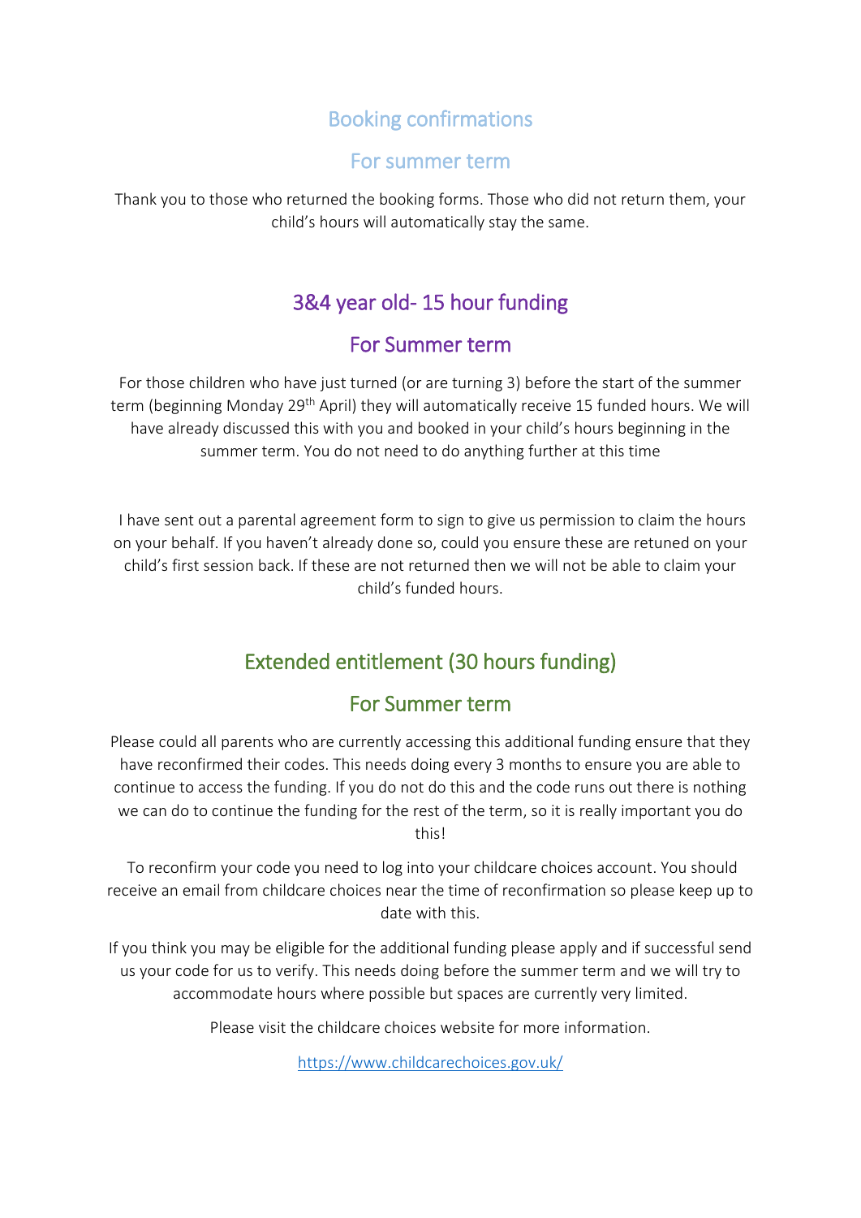## Booking confirmations

### For summer term

Thank you to those who returned the booking forms. Those who did not return them, your child's hours will automatically stay the same.

## 3&4 year old- 15 hour funding

### For Summer term

For those children who have just turned (or are turning 3) before the start of the summer term (beginning Monday 29th April) they will automatically receive 15 funded hours. We will have already discussed this with you and booked in your child's hours beginning in the summer term. You do not need to do anything further at this time

I have sent out a parental agreement form to sign to give us permission to claim the hours on your behalf. If you haven't already done so, could you ensure these are retuned on your child's first session back. If these are not returned then we will not be able to claim your child's funded hours.

## Extended entitlement (30 hours funding)

### For Summer term

Please could all parents who are currently accessing this additional funding ensure that they have reconfirmed their codes. This needs doing every 3 months to ensure you are able to continue to access the funding. If you do not do this and the code runs out there is nothing we can do to continue the funding for the rest of the term, so it is really important you do this!

To reconfirm your code you need to log into your childcare choices account. You should receive an email from childcare choices near the time of reconfirmation so please keep up to date with this.

If you think you may be eligible for the additional funding please apply and if successful send us your code for us to verify. This needs doing before the summer term and we will try to accommodate hours where possible but spaces are currently very limited.

Please visit the childcare choices website for more information.

https://www.childcarechoices.gov.uk/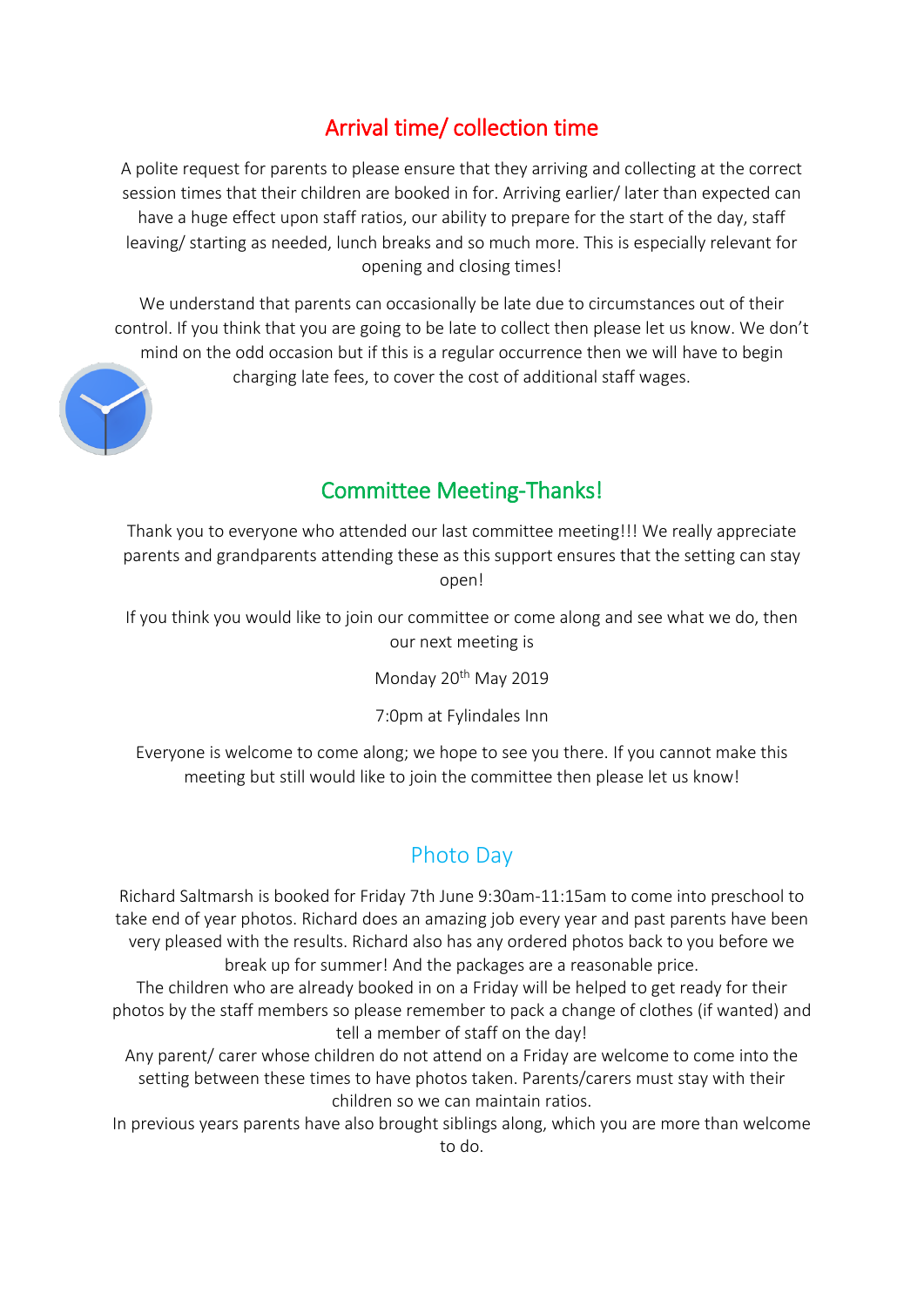## Arrival time/ collection time

A polite request for parents to please ensure that they arriving and collecting at the correct session times that their children are booked in for. Arriving earlier/ later than expected can have a huge effect upon staff ratios, our ability to prepare for the start of the day, staff leaving/ starting as needed, lunch breaks and so much more. This is especially relevant for opening and closing times!

We understand that parents can occasionally be late due to circumstances out of their control. If you think that you are going to be late to collect then please let us know. We don't mind on the odd occasion but if this is a regular occurrence then we will have to begin charging late fees, to cover the cost of additional staff wages.

## Committee Meeting-Thanks!

Thank you to everyone who attended our last committee meeting!!! We really appreciate parents and grandparents attending these as this support ensures that the setting can stay open!

If you think you would like to join our committee or come along and see what we do, then our next meeting is

Monday 20th May 2019

7:0pm at Fylindales Inn

Everyone is welcome to come along; we hope to see you there. If you cannot make this meeting but still would like to join the committee then please let us know!

## Photo Day

Richard Saltmarsh is booked for Friday 7th June 9:30am-11:15am to come into preschool to take end of year photos. Richard does an amazing job every year and past parents have been very pleased with the results. Richard also has any ordered photos back to you before we break up for summer! And the packages are a reasonable price.
The children who are already booked in on a Friday will be helped to get ready for their photos by the staff members so please remember to pack a change of clothes (if wanted) and tell a member of staff on the day!
Any parent/ carer whose children do not attend on a Friday are welcome to come into the setting between these times to have photos taken. Parents/carers must stay with their children so we can maintain ratios.
In previous years parents have also brought siblings along, which you are more than welcome to do.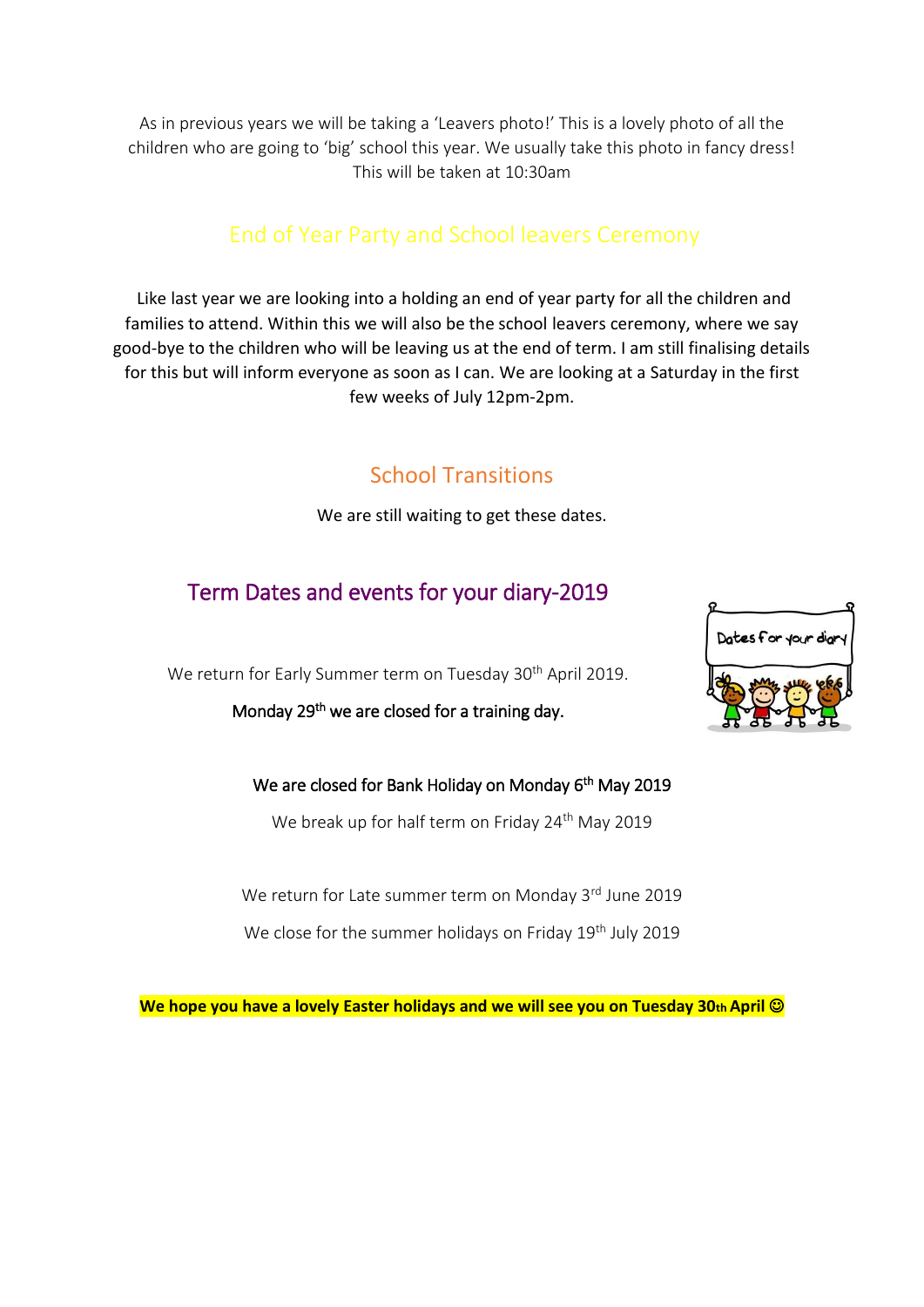As in previous years we will be taking a 'Leavers photo!' This is a lovely photo of all the children who are going to 'big' school this year. We usually take this photo in fancy dress! This will be taken at 10:30am

## End of Year Party and School leavers Ceremony

Like last year we are looking into a holding an end of year party for all the children and families to attend. Within this we will also be the school leavers ceremony, where we say good-bye to the children who will be leaving us at the end of term. I am still finalising details for this but will inform everyone as soon as I can. We are looking at a Saturday in the first few weeks of July 12pm-2pm.

## School Transitions

We are still waiting to get these dates.

## Term Dates and events for your diary-2019

We return for Early Summer term on Tuesday 30th April 2019.

Monday 29th we are closed for a training day.

We are closed for Bank Holiday on Monday 6th May 2019

We break up for half term on Friday 24th May 2019

We return for Late summer term on Monday 3rd June 2019

We close for the summer holidays on Friday 19th July 2019

**We hope you have a lovely Easter holidays and we will see you on Tuesday 30th April ☺**